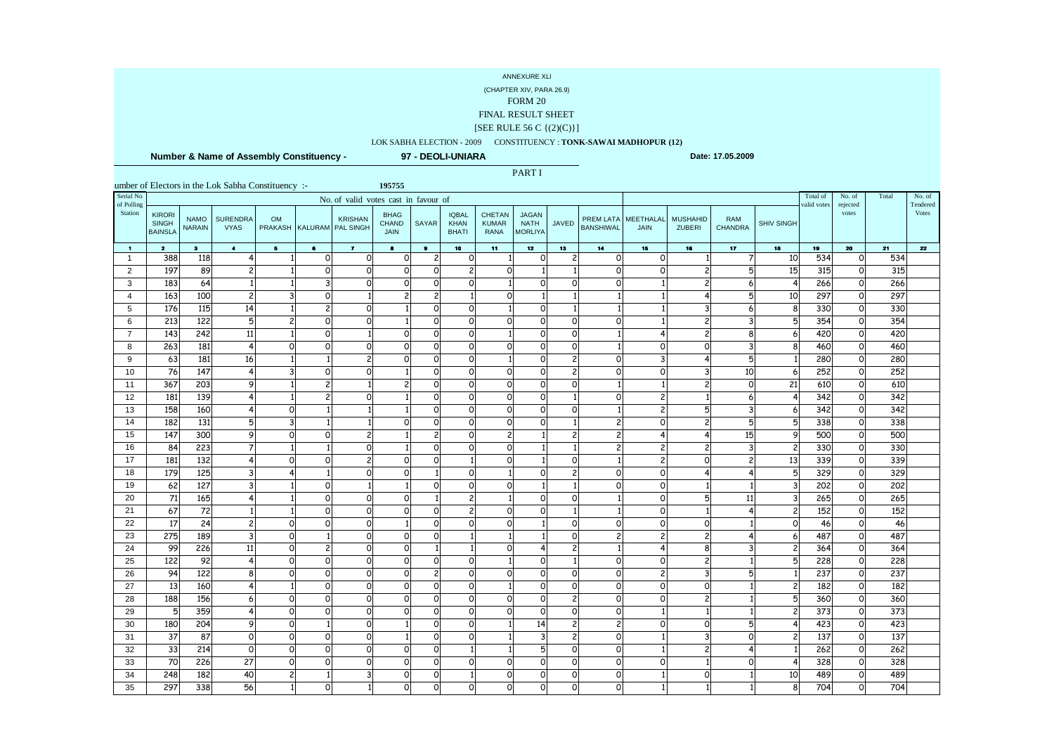ANNEXURE XLI

(CHAPTER XIV, PARA 26.9)

FORM 20

FINAL RESULT SHEET

[SEE RULE 56 C {(2)(C)}]

LOK SABHA ELECTION - 2009 CONSTITUENCY : **TONK-SAWAI MADHOPUR (12)**

**Number & Name of Assembly Constituency - 97 - DEOLI-UNIARA** **Date: 17.05.2009**

PART I

umber of Electors in the Lok Sabha Constituency :- **195755**

| Serial No of Polling Station | No. of valid votes cast in favour of | | | | | | | | | | | | | | | | | Total of valid votes | No. of rejected votes | Total | No. of Tendered Votes |
|---|---|---|---|---|---|---|---|---|---|---|---|---|---|---|---|---|---|---|---|---|---|
| | KIRORI SINGH BAINSLA | NAMO NARAIN | SURENDRA VYAS | OM PRAKASH | KALURAM | KRISHAN PAL SINGH | BHAG CHAND JAIN | SAYAR | IQBAL KHAN BHATI | CHETAN KUMAR RANA | JAGAN NATH MORLIYA | JAVED | PREM LATA BANSHIWAL | MEETHALAL JAIN | MUSHAHID ZUBERI | RAM CHANDRA | SHIV SINGH | | | | |
| 1 | 2 | 3 | 4 | 5 | 6 | 7 | 8 | 9 | 10 | 11 | 12 | 13 | 14 | 15 | 16 | 17 | 18 | 19 | 20 | 21 | 22 |
| 1 | 388 | 118 | 4 | 1 | 0 | 0 | 0 | 2 | 0 | 1 | 0 | 2 | 0 | 0 | 1 | 7 | 10 | 534 | 0 | 534 | |
| 2 | 197 | 89 | 2 | 1 | 0 | 0 | 0 | 0 | 2 | 0 | 1 | 1 | 0 | 0 | 2 | 5 | 15 | 315 | 0 | 315 | |
| 3 | 183 | 64 | 1 | 1 | 3 | 0 | 0 | 0 | 0 | 1 | 0 | 0 | 0 | 1 | 2 | 6 | 4 | 266 | 0 | 266 | |
| 4 | 163 | 100 | 2 | 3 | 0 | 1 | 2 | 2 | 1 | 0 | 1 | 1 | 1 | 1 | 4 | 5 | 10 | 297 | 0 | 297 | |
| 5 | 176 | 115 | 14 | 1 | 2 | 0 | 1 | 0 | 0 | 1 | 0 | 1 | 1 | 1 | 3 | 6 | 8 | 330 | 0 | 330 | |
| 6 | 213 | 122 | 5 | 2 | 0 | 0 | 1 | 0 | 0 | 0 | 0 | 0 | 0 | 1 | 2 | 3 | 5 | 354 | 0 | 354 | |
| 7 | 143 | 242 | 11 | 1 | 0 | 1 | 0 | 0 | 0 | 1 | 0 | 0 | 1 | 4 | 2 | 8 | 6 | 420 | 0 | 420 | |
| 8 | 263 | 181 | 4 | 0 | 0 | 0 | 0 | 0 | 0 | 0 | 0 | 0 | 1 | 0 | 0 | 3 | 8 | 460 | 0 | 460 | |
| 9 | 63 | 181 | 16 | 1 | 1 | 2 | 0 | 0 | 0 | 1 | 0 | 2 | 0 | 3 | 4 | 5 | 1 | 280 | 0 | 280 | |
| 10 | 76 | 147 | 4 | 3 | 0 | 0 | 1 | 0 | 0 | 0 | 0 | 2 | 0 | 0 | 3 | 10 | 6 | 252 | 0 | 252 | |
| 11 | 367 | 203 | 9 | 1 | 2 | 1 | 2 | 0 | 0 | 0 | 0 | 0 | 1 | 1 | 2 | 0 | 21 | 610 | 0 | 610 | |
| 12 | 181 | 139 | 4 | 1 | 2 | 0 | 1 | 0 | 0 | 0 | 0 | 1 | 0 | 2 | 1 | 6 | 4 | 342 | 0 | 342 | |
| 13 | 158 | 160 | 4 | 0 | 1 | 1 | 1 | 0 | 0 | 0 | 0 | 0 | 1 | 2 | 5 | 3 | 6 | 342 | 0 | 342 | |
| 14 | 182 | 131 | 5 | 3 | 1 | 1 | 0 | 0 | 0 | 0 | 0 | 1 | 2 | 0 | 2 | 5 | 5 | 338 | 0 | 338 | |
| 15 | 147 | 300 | 9 | 0 | 0 | 2 | 1 | 2 | 0 | 2 | 1 | 2 | 2 | 4 | 4 | 15 | 9 | 500 | 0 | 500 | |
| 16 | 84 | 223 | 7 | 1 | 1 | 0 | 1 | 0 | 0 | 0 | 1 | 1 | 2 | 2 | 2 | 3 | 2 | 330 | 0 | 330 | |
| 17 | 181 | 132 | 4 | 0 | 0 | 2 | 0 | 0 | 1 | 0 | 1 | 0 | 1 | 2 | 0 | 2 | 13 | 339 | 0 | 339 | |
| 18 | 179 | 125 | 3 | 4 | 1 | 0 | 0 | 1 | 0 | 1 | 0 | 2 | 0 | 0 | 4 | 4 | 5 | 329 | 0 | 329 | |
| 19 | 62 | 127 | 3 | 1 | 0 | 1 | 1 | 0 | 0 | 0 | 1 | 1 | 0 | 0 | 1 | 1 | 3 | 202 | 0 | 202 | |
| 20 | 71 | 165 | 4 | 1 | 0 | 0 | 0 | 1 | 2 | 1 | 0 | 0 | 1 | 0 | 5 | 11 | 3 | 265 | 0 | 265 | |
| 21 | 67 | 72 | 1 | 1 | 0 | 0 | 0 | 0 | 2 | 0 | 0 | 1 | 1 | 0 | 1 | 4 | 2 | 152 | 0 | 152 | |
| 22 | 17 | 24 | 2 | 0 | 0 | 0 | 1 | 0 | 0 | 0 | 1 | 0 | 0 | 0 | 0 | 1 | 0 | 46 | 0 | 46 | |
| 23 | 275 | 189 | 3 | 0 | 1 | 0 | 0 | 0 | 1 | 1 | 1 | 0 | 2 | 2 | 2 | 4 | 6 | 487 | 0 | 487 | |
| 24 | 99 | 226 | 11 | 0 | 2 | 0 | 0 | 1 | 1 | 0 | 4 | 2 | 1 | 4 | 8 | 3 | 2 | 364 | 0 | 364 | |
| 25 | 122 | 92 | 4 | 0 | 0 | 0 | 0 | 0 | 0 | 1 | 0 | 1 | 0 | 0 | 2 | 1 | 5 | 228 | 0 | 228 | |
| 26 | 94 | 122 | 8 | 0 | 0 | 0 | 0 | 2 | 0 | 0 | 0 | 0 | 0 | 2 | 3 | 5 | 1 | 237 | 0 | 237 | |
| 27 | 13 | 160 | 4 | 1 | 0 | 0 | 0 | 0 | 0 | 1 | 0 | 0 | 0 | 0 | 0 | 1 | 2 | 182 | 0 | 182 | |
| 28 | 188 | 156 | 6 | 0 | 0 | 0 | 0 | 0 | 0 | 0 | 0 | 2 | 0 | 0 | 2 | 1 | 5 | 360 | 0 | 360 | |
| 29 | 5 | 359 | 4 | 0 | 0 | 0 | 0 | 0 | 0 | 0 | 0 | 0 | 0 | 1 | 1 | 1 | 2 | 373 | 0 | 373 | |
| 30 | 180 | 204 | 9 | 0 | 1 | 0 | 1 | 0 | 0 | 1 | 14 | 2 | 2 | 0 | 0 | 5 | 4 | 423 | 0 | 423 | |
| 31 | 37 | 87 | 0 | 0 | 0 | 0 | 1 | 0 | 0 | 1 | 3 | 2 | 0 | 1 | 3 | 0 | 2 | 137 | 0 | 137 | |
| 32 | 33 | 214 | 0 | 0 | 0 | 0 | 0 | 0 | 1 | 1 | 5 | 0 | 0 | 1 | 2 | 4 | 1 | 262 | 0 | 262 | |
| 33 | 70 | 226 | 27 | 0 | 0 | 0 | 0 | 0 | 0 | 0 | 0 | 0 | 0 | 0 | 1 | 0 | 4 | 328 | 0 | 328 | |
| 34 | 248 | 182 | 40 | 2 | 1 | 3 | 0 | 0 | 1 | 0 | 0 | 0 | 0 | 1 | 0 | 1 | 10 | 489 | 0 | 489 | |
| 35 | 297 | 338 | 56 | 1 | 0 | 1 | 0 | 0 | 0 | 0 | 0 | 0 | 0 | 1 | 1 | 1 | 8 | 704 | 0 | 704 | |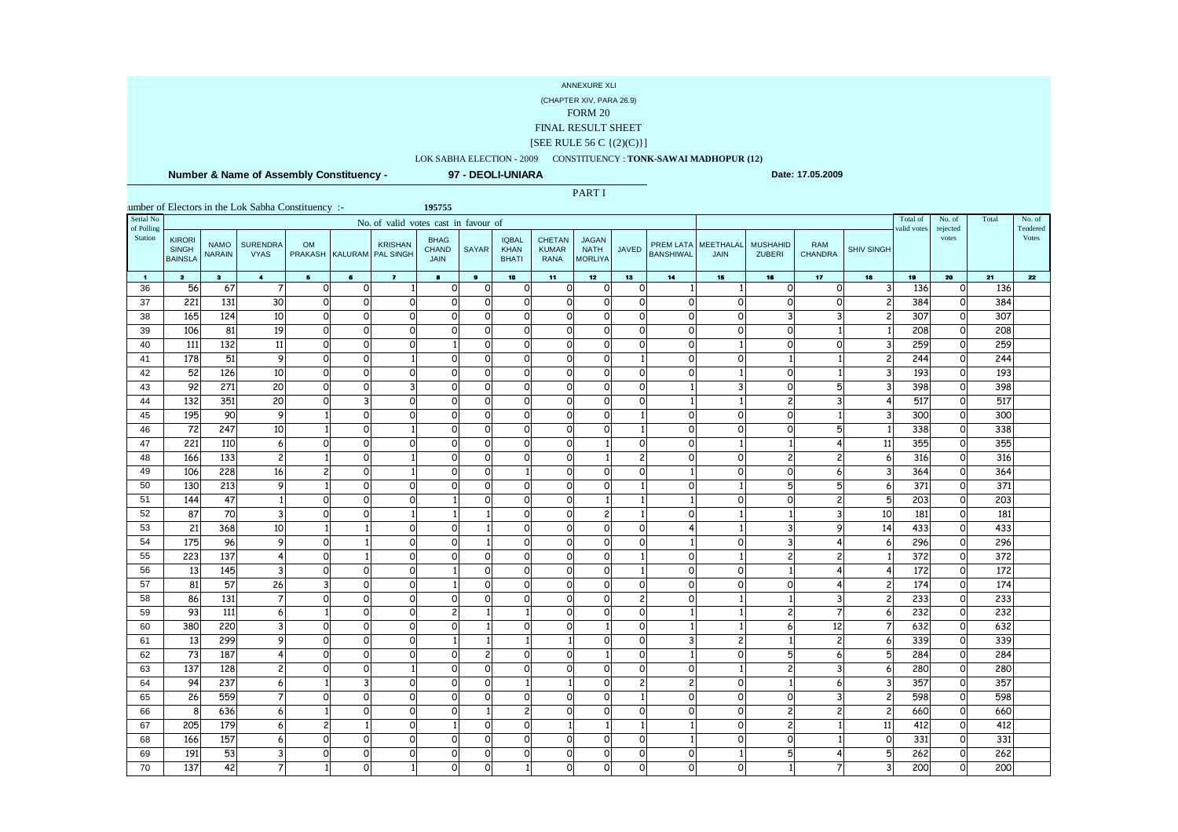ANNEXURE XLI

(CHAPTER XIV, PARA 26.9)

FORM 20

FINAL RESULT SHEET

[SEE RULE 56 C {(2)(C)}]

LOK SABHA ELECTION - 2009 CONSTITUENCY : **TONK-SAWAI MADHOPUR (12)**

**Number & Name of Assembly Constituency - 97 - DEOLI-UNIARA** **Date: 17.05.2009**

PART I

umber of Electors in the Lok Sabha Constituency :- **195755**

| Serial No of Polling Station | No. of valid votes cast in favour of | | | | | | | | | | | | | | | | | Total of valid votes | No. of rejected votes | Total | No. of Tendered Votes |
|---|---|---|---|---|---|---|---|---|---|---|---|---|---|---|---|---|---|---|---|---|---|
| | KIRORI SINGH BAINSLA | NAMO NARAIN | SURENDRA VYAS | OM PRAKASH | KALURAM | KRISHAN PAL SINGH | BHAG CHAND JAIN | SAYAR | IQBAL KHAN BHATI | CHETAN KUMAR RANA | JAGAN NATH MORLIYA | JAVED | PREM LATA BANSHIWAL | MEETHALAL JAIN | MUSHAHID ZUBERI | RAM CHANDRA | SHIV SINGH | | | | |
| 1 | 2 | 3 | 4 | 5 | 6 | 7 | 8 | 9 | 10 | 11 | 12 | 13 | 14 | 15 | 16 | 17 | 18 | 19 | 20 | 21 | 22 |
| 36 | 56 | 67 | 7 | 0 | 0 | 1 | 0 | 0 | 0 | 0 | 0 | 0 | 1 | 1 | 0 | 0 | 3 | 136 | 0 | 136 | |
| 37 | 221 | 131 | 30 | 0 | 0 | 0 | 0 | 0 | 0 | 0 | 0 | 0 | 0 | 0 | 0 | 0 | 2 | 384 | 0 | 384 | |
| 38 | 165 | 124 | 10 | 0 | 0 | 0 | 0 | 0 | 0 | 0 | 0 | 0 | 0 | 0 | 3 | 3 | 2 | 307 | 0 | 307 | |
| 39 | 106 | 81 | 19 | 0 | 0 | 0 | 0 | 0 | 0 | 0 | 0 | 0 | 0 | 0 | 0 | 1 | 1 | 208 | 0 | 208 | |
| 40 | 111 | 132 | 11 | 0 | 0 | 0 | 1 | 0 | 0 | 0 | 0 | 0 | 0 | 1 | 0 | 0 | 3 | 259 | 0 | 259 | |
| 41 | 178 | 51 | 9 | 0 | 0 | 1 | 0 | 0 | 0 | 0 | 0 | 1 | 0 | 0 | 1 | 1 | 2 | 244 | 0 | 244 | |
| 42 | 52 | 126 | 10 | 0 | 0 | 0 | 0 | 0 | 0 | 0 | 0 | 0 | 0 | 1 | 0 | 1 | 3 | 193 | 0 | 193 | |
| 43 | 92 | 271 | 20 | 0 | 0 | 3 | 0 | 0 | 0 | 0 | 0 | 0 | 1 | 3 | 0 | 5 | 3 | 398 | 0 | 398 | |
| 44 | 132 | 351 | 20 | 0 | 3 | 0 | 0 | 0 | 0 | 0 | 0 | 0 | 1 | 1 | 2 | 3 | 4 | 517 | 0 | 517 | |
| 45 | 195 | 90 | 9 | 1 | 0 | 0 | 0 | 0 | 0 | 0 | 0 | 1 | 0 | 0 | 0 | 1 | 3 | 300 | 0 | 300 | |
| 46 | 72 | 247 | 10 | 1 | 0 | 1 | 0 | 0 | 0 | 0 | 0 | 1 | 0 | 0 | 0 | 5 | 1 | 338 | 0 | 338 | |
| 47 | 221 | 110 | 6 | 0 | 0 | 0 | 0 | 0 | 0 | 0 | 1 | 0 | 0 | 1 | 1 | 4 | 11 | 355 | 0 | 355 | |
| 48 | 166 | 133 | 2 | 1 | 0 | 1 | 0 | 0 | 0 | 0 | 1 | 2 | 0 | 0 | 2 | 2 | 6 | 316 | 0 | 316 | |
| 49 | 106 | 228 | 16 | 2 | 0 | 1 | 0 | 0 | 1 | 0 | 0 | 0 | 1 | 0 | 0 | 6 | 3 | 364 | 0 | 364 | |
| 50 | 130 | 213 | 9 | 1 | 0 | 0 | 0 | 0 | 0 | 0 | 0 | 1 | 0 | 1 | 5 | 5 | 6 | 371 | 0 | 371 | |
| 51 | 144 | 47 | 1 | 0 | 0 | 0 | 1 | 0 | 0 | 0 | 1 | 1 | 1 | 0 | 0 | 2 | 5 | 203 | 0 | 203 | |
| 52 | 87 | 70 | 3 | 0 | 0 | 1 | 1 | 1 | 0 | 0 | 2 | 1 | 0 | 1 | 1 | 3 | 10 | 181 | 0 | 181 | |
| 53 | 21 | 368 | 10 | 1 | 1 | 0 | 0 | 1 | 0 | 0 | 0 | 0 | 4 | 1 | 3 | 9 | 14 | 433 | 0 | 433 | |
| 54 | 175 | 96 | 9 | 0 | 1 | 0 | 0 | 1 | 0 | 0 | 0 | 0 | 1 | 0 | 3 | 4 | 6 | 296 | 0 | 296 | |
| 55 | 223 | 137 | 4 | 0 | 1 | 0 | 0 | 0 | 0 | 0 | 0 | 1 | 0 | 1 | 2 | 2 | 1 | 372 | 0 | 372 | |
| 56 | 13 | 145 | 3 | 0 | 0 | 0 | 1 | 0 | 0 | 0 | 0 | 1 | 0 | 0 | 1 | 4 | 4 | 172 | 0 | 172 | |
| 57 | 81 | 57 | 26 | 3 | 0 | 0 | 1 | 0 | 0 | 0 | 0 | 0 | 0 | 0 | 0 | 4 | 2 | 174 | 0 | 174 | |
| 58 | 86 | 131 | 7 | 0 | 0 | 0 | 0 | 0 | 0 | 0 | 0 | 2 | 0 | 1 | 1 | 3 | 2 | 233 | 0 | 233 | |
| 59 | 93 | 111 | 6 | 1 | 0 | 0 | 2 | 1 | 1 | 0 | 0 | 0 | 1 | 1 | 2 | 7 | 6 | 232 | 0 | 232 | |
| 60 | 380 | 220 | 3 | 0 | 0 | 0 | 0 | 1 | 0 | 0 | 1 | 0 | 1 | 1 | 6 | 12 | 7 | 632 | 0 | 632 | |
| 61 | 13 | 299 | 9 | 0 | 0 | 0 | 1 | 1 | 1 | 1 | 0 | 0 | 3 | 2 | 1 | 2 | 6 | 339 | 0 | 339 | |
| 62 | 73 | 187 | 4 | 0 | 0 | 0 | 0 | 2 | 0 | 0 | 1 | 0 | 1 | 0 | 5 | 6 | 5 | 284 | 0 | 284 | |
| 63 | 137 | 128 | 2 | 0 | 0 | 1 | 0 | 0 | 0 | 0 | 0 | 0 | 0 | 1 | 2 | 3 | 6 | 280 | 0 | 280 | |
| 64 | 94 | 237 | 6 | 1 | 3 | 0 | 0 | 0 | 1 | 1 | 0 | 2 | 2 | 0 | 1 | 6 | 3 | 357 | 0 | 357 | |
| 65 | 26 | 559 | 7 | 0 | 0 | 0 | 0 | 0 | 0 | 0 | 0 | 1 | 0 | 0 | 0 | 3 | 2 | 598 | 0 | 598 | |
| 66 | 8 | 636 | 6 | 1 | 0 | 0 | 0 | 1 | 2 | 0 | 0 | 0 | 0 | 0 | 2 | 2 | 2 | 660 | 0 | 660 | |
| 67 | 205 | 179 | 6 | 2 | 1 | 0 | 1 | 0 | 0 | 1 | 1 | 1 | 1 | 0 | 2 | 1 | 11 | 412 | 0 | 412 | |
| 68 | 166 | 157 | 6 | 0 | 0 | 0 | 0 | 0 | 0 | 0 | 0 | 0 | 1 | 0 | 0 | 1 | 0 | 331 | 0 | 331 | |
| 69 | 191 | 53 | 3 | 0 | 0 | 0 | 0 | 0 | 0 | 0 | 0 | 0 | 0 | 1 | 5 | 4 | 5 | 262 | 0 | 262 | |
| 70 | 137 | 42 | 7 | 1 | 0 | 1 | 0 | 0 | 1 | 0 | 0 | 0 | 0 | 0 | 1 | 7 | 3 | 200 | 0 | 200 | |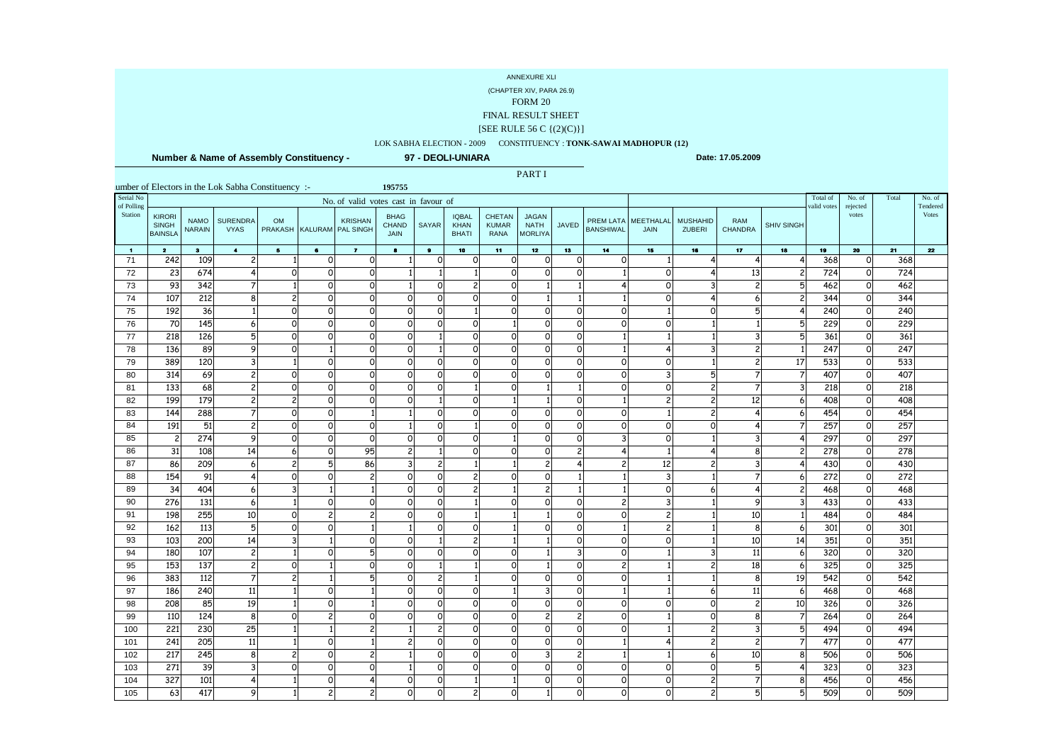ANNEXURE XLI

(CHAPTER XIV, PARA 26.9)

FORM 20

FINAL RESULT SHEET

[SEE RULE 56 C {(2)(C)}]

LOK SABHA ELECTION - 2009 CONSTITUENCY : **TONK-SAWAI MADHOPUR (12)**

**Number & Name of Assembly Constituency - 97 - DEOLI-UNIARA** **Date: 17.05.2009**

PART I

umber of Electors in the Lok Sabha Constituency :- **195755**

| Serial No of Polling Station | No. of valid votes cast in favour of | | | | | | | | | | | | | | | | | Total of valid votes | No. of rejected votes | Total | No. of Tendered Votes |
|---|---|---|---|---|---|---|---|---|---|---|---|---|---|---|---|---|---|---|---|---|---|
| | KIRORI SINGH BAINSLA | NAMO NARAIN | SURENDRA VYAS | OM PRAKASH | KALURAM | KRISHAN PAL SINGH | BHAG CHAND JAIN | SAYAR | IQBAL KHAN BHATI | CHETAN KUMAR RANA | JAGAN NATH MORLIYA | JAVED | PREM LATA BANSHIWAL | MEETHALAL JAIN | MUSHAHID ZUBERI | RAM CHANDRA | SHIV SINGH | | | | |
| 1 | 2 | 3 | 4 | 5 | 6 | 7 | 8 | 9 | 10 | 11 | 12 | 13 | 14 | 15 | 16 | 17 | 18 | 19 | 20 | 21 | 22 |
| 71 | 242 | 109 | 2 | 1 | 0 | 0 | 1 | 0 | 0 | 0 | 0 | 0 | 0 | 1 | 4 | 4 | 4 | 368 | 0 | 368 | |
| 72 | 23 | 674 | 4 | 0 | 0 | 0 | 1 | 1 | 1 | 0 | 0 | 0 | 1 | 0 | 4 | 13 | 2 | 724 | 0 | 724 | |
| 73 | 93 | 342 | 7 | 1 | 0 | 0 | 1 | 0 | 2 | 0 | 1 | 1 | 4 | 0 | 3 | 2 | 5 | 462 | 0 | 462 | |
| 74 | 107 | 212 | 8 | 2 | 0 | 0 | 0 | 0 | 0 | 0 | 1 | 1 | 1 | 0 | 4 | 6 | 2 | 344 | 0 | 344 | |
| 75 | 192 | 36 | 1 | 0 | 0 | 0 | 0 | 0 | 1 | 0 | 0 | 0 | 0 | 1 | 0 | 5 | 4 | 240 | 0 | 240 | |
| 76 | 70 | 145 | 6 | 0 | 0 | 0 | 0 | 0 | 0 | 1 | 0 | 0 | 0 | 0 | 1 | 1 | 5 | 229 | 0 | 229 | |
| 77 | 218 | 126 | 5 | 0 | 0 | 0 | 0 | 1 | 0 | 0 | 0 | 0 | 1 | 1 | 1 | 3 | 5 | 361 | 0 | 361 | |
| 78 | 136 | 89 | 9 | 0 | 1 | 0 | 0 | 1 | 0 | 0 | 0 | 0 | 1 | 4 | 3 | 2 | 1 | 247 | 0 | 247 | |
| 79 | 389 | 120 | 3 | 1 | 0 | 0 | 0 | 0 | 0 | 0 | 0 | 0 | 0 | 0 | 1 | 2 | 17 | 533 | 0 | 533 | |
| 80 | 314 | 69 | 2 | 0 | 0 | 0 | 0 | 0 | 0 | 0 | 0 | 0 | 0 | 3 | 5 | 7 | 7 | 407 | 0 | 407 | |
| 81 | 133 | 68 | 2 | 0 | 0 | 0 | 0 | 0 | 1 | 0 | 1 | 1 | 0 | 0 | 2 | 7 | 3 | 218 | 0 | 218 | |
| 82 | 199 | 179 | 2 | 2 | 0 | 0 | 0 | 1 | 0 | 1 | 1 | 0 | 1 | 2 | 2 | 12 | 6 | 408 | 0 | 408 | |
| 83 | 144 | 288 | 7 | 0 | 0 | 1 | 1 | 0 | 0 | 0 | 0 | 0 | 0 | 1 | 2 | 4 | 6 | 454 | 0 | 454 | |
| 84 | 191 | 51 | 2 | 0 | 0 | 0 | 1 | 0 | 1 | 0 | 0 | 0 | 0 | 0 | 0 | 4 | 7 | 257 | 0 | 257 | |
| 85 | 2 | 274 | 9 | 0 | 0 | 0 | 0 | 0 | 0 | 1 | 0 | 0 | 3 | 0 | 1 | 3 | 4 | 297 | 0 | 297 | |
| 86 | 31 | 108 | 14 | 6 | 0 | 95 | 2 | 1 | 0 | 0 | 0 | 2 | 4 | 1 | 4 | 8 | 2 | 278 | 0 | 278 | |
| 87 | 86 | 209 | 6 | 2 | 5 | 86 | 3 | 2 | 1 | 1 | 2 | 4 | 2 | 12 | 2 | 3 | 4 | 430 | 0 | 430 | |
| 88 | 154 | 91 | 4 | 0 | 0 | 2 | 0 | 0 | 2 | 0 | 0 | 1 | 1 | 3 | 1 | 7 | 6 | 272 | 0 | 272 | |
| 89 | 34 | 404 | 6 | 3 | 1 | 1 | 0 | 0 | 2 | 1 | 2 | 1 | 1 | 0 | 6 | 4 | 2 | 468 | 0 | 468 | |
| 90 | 276 | 131 | 6 | 1 | 0 | 0 | 0 | 0 | 1 | 0 | 0 | 0 | 2 | 3 | 1 | 9 | 3 | 433 | 0 | 433 | |
| 91 | 198 | 255 | 10 | 0 | 2 | 2 | 0 | 0 | 1 | 1 | 1 | 0 | 0 | 2 | 1 | 10 | 1 | 484 | 0 | 484 | |
| 92 | 162 | 113 | 5 | 0 | 0 | 1 | 1 | 0 | 0 | 1 | 0 | 0 | 1 | 2 | 1 | 8 | 6 | 301 | 0 | 301 | |
| 93 | 103 | 200 | 14 | 3 | 1 | 0 | 0 | 1 | 2 | 1 | 1 | 0 | 0 | 0 | 1 | 10 | 14 | 351 | 0 | 351 | |
| 94 | 180 | 107 | 2 | 1 | 0 | 5 | 0 | 0 | 0 | 0 | 1 | 3 | 0 | 1 | 3 | 11 | 6 | 320 | 0 | 320 | |
| 95 | 153 | 137 | 2 | 0 | 1 | 0 | 0 | 1 | 1 | 0 | 1 | 0 | 2 | 1 | 2 | 18 | 6 | 325 | 0 | 325 | |
| 96 | 383 | 112 | 7 | 2 | 1 | 5 | 0 | 2 | 1 | 0 | 0 | 0 | 0 | 1 | 1 | 8 | 19 | 542 | 0 | 542 | |
| 97 | 186 | 240 | 11 | 1 | 0 | 1 | 0 | 0 | 0 | 1 | 3 | 0 | 1 | 1 | 6 | 11 | 6 | 468 | 0 | 468 | |
| 98 | 208 | 85 | 19 | 1 | 0 | 1 | 0 | 0 | 0 | 0 | 0 | 0 | 0 | 0 | 0 | 2 | 10 | 326 | 0 | 326 | |
| 99 | 110 | 124 | 8 | 0 | 2 | 0 | 0 | 0 | 0 | 0 | 2 | 2 | 0 | 1 | 0 | 8 | 7 | 264 | 0 | 264 | |
| 100 | 221 | 230 | 25 | 1 | 1 | 2 | 1 | 2 | 0 | 0 | 0 | 0 | 0 | 1 | 2 | 3 | 5 | 494 | 0 | 494 | |
| 101 | 241 | 205 | 11 | 1 | 0 | 1 | 2 | 0 | 0 | 0 | 0 | 0 | 1 | 4 | 2 | 2 | 7 | 477 | 0 | 477 | |
| 102 | 217 | 245 | 8 | 2 | 0 | 2 | 1 | 0 | 0 | 0 | 3 | 2 | 1 | 1 | 6 | 10 | 8 | 506 | 0 | 506 | |
| 103 | 271 | 39 | 3 | 0 | 0 | 0 | 1 | 0 | 0 | 0 | 0 | 0 | 0 | 0 | 0 | 5 | 4 | 323 | 0 | 323 | |
| 104 | 327 | 101 | 4 | 1 | 0 | 4 | 0 | 0 | 1 | 1 | 0 | 0 | 0 | 0 | 2 | 7 | 8 | 456 | 0 | 456 | |
| 105 | 63 | 417 | 9 | 1 | 2 | 2 | 0 | 0 | 2 | 0 | 1 | 0 | 0 | 0 | 2 | 5 | 5 | 509 | 0 | 509 | |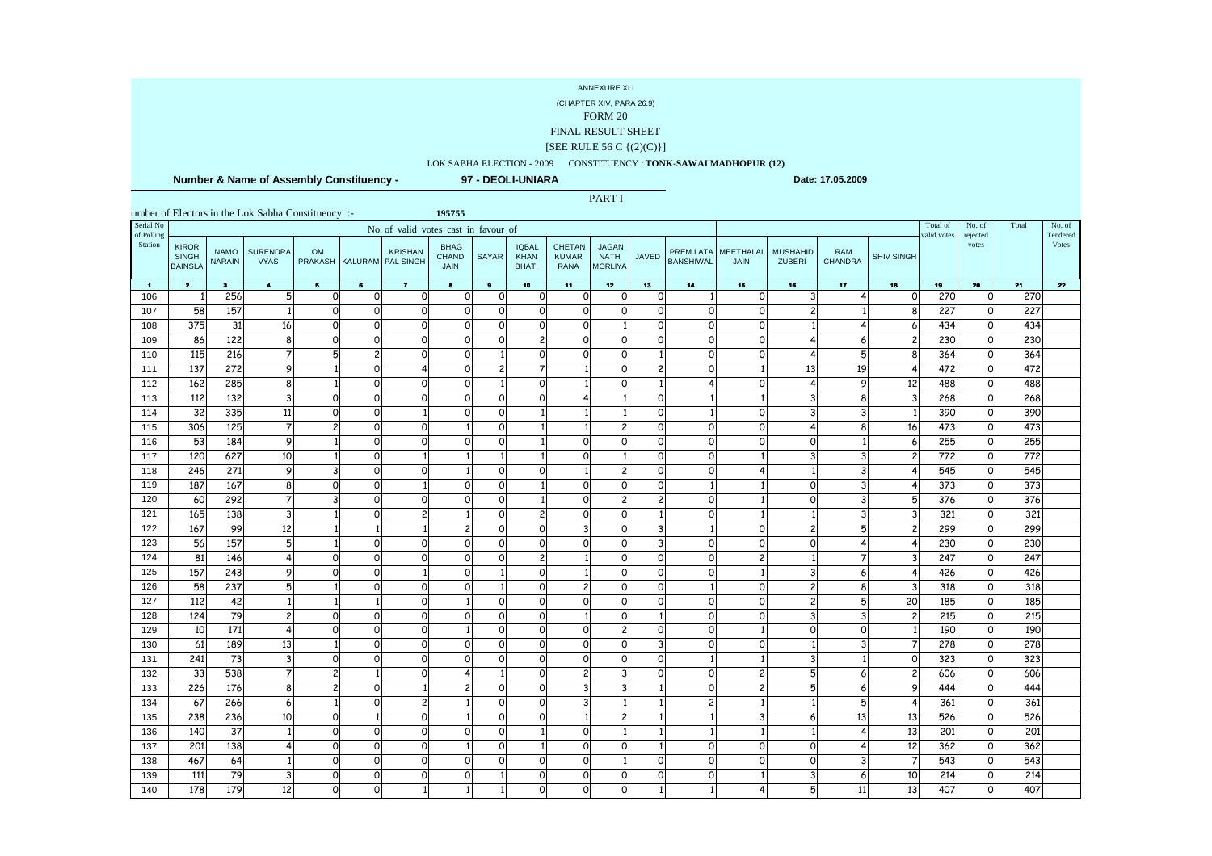ANNEXURE XLI

(CHAPTER XIV, PARA 26.9)

FORM 20

FINAL RESULT SHEET

[SEE RULE 56 C {(2)(C)}]

LOK SABHA ELECTION - 2009 CONSTITUENCY : **TONK-SAWAI MADHOPUR (12)**

**Number & Name of Assembly Constituency - 97 - DEOLI-UNIARA** **Date: 17.05.2009**

PART I

umber of Electors in the Lok Sabha Constituency :- **195755**

| Serial No of Polling Station | No. of valid votes cast in favour of | | | | | | | | | | | | | | | | | Total of valid votes | No. of rejected votes | Total | No. of Tendered Votes |
|---|---|---|---|---|---|---|---|---|---|---|---|---|---|---|---|---|---|---|---|---|---|
| | KIRORI SINGH BAINSLA | NAMO NARAIN | SURENDRA VYAS | OM PRAKASH | KALURAM | KRISHAN PAL SINGH | BHAG CHAND JAIN | SAYAR | IQBAL KHAN BHATI | CHETAN KUMAR RANA | JAGAN NATH MORLIYA | JAVED | PREM LATA BANSHIWAL | MEETHALAL JAIN | MUSHAHID ZUBERI | RAM CHANDRA | SHIV SINGH | | | | |
| 1 | 2 | 3 | 4 | 5 | 6 | 7 | 8 | 9 | 10 | 11 | 12 | 13 | 14 | 15 | 16 | 17 | 18 | 19 | 20 | 21 | 22 |
| 106 | 1 | 256 | 5 | 0 | 0 | 0 | 0 | 0 | 0 | 0 | 0 | 0 | 1 | 0 | 3 | 4 | 0 | 270 | 0 | 270 | |
| 107 | 58 | 157 | 1 | 0 | 0 | 0 | 0 | 0 | 0 | 0 | 0 | 0 | 0 | 0 | 2 | 1 | 8 | 227 | 0 | 227 | |
| 108 | 375 | 31 | 16 | 0 | 0 | 0 | 0 | 0 | 0 | 0 | 1 | 0 | 0 | 0 | 1 | 4 | 6 | 434 | 0 | 434 | |
| 109 | 86 | 122 | 8 | 0 | 0 | 0 | 0 | 0 | 2 | 0 | 0 | 0 | 0 | 0 | 4 | 6 | 2 | 230 | 0 | 230 | |
| 110 | 115 | 216 | 7 | 5 | 2 | 0 | 0 | 1 | 0 | 0 | 0 | 1 | 0 | 0 | 4 | 5 | 8 | 364 | 0 | 364 | |
| 111 | 137 | 272 | 9 | 1 | 0 | 4 | 0 | 2 | 7 | 1 | 0 | 2 | 0 | 1 | 13 | 19 | 4 | 472 | 0 | 472 | |
| 112 | 162 | 285 | 8 | 1 | 0 | 0 | 0 | 1 | 0 | 1 | 0 | 1 | 4 | 0 | 4 | 9 | 12 | 488 | 0 | 488 | |
| 113 | 112 | 132 | 3 | 0 | 0 | 0 | 0 | 0 | 0 | 4 | 1 | 0 | 1 | 1 | 3 | 8 | 3 | 268 | 0 | 268 | |
| 114 | 32 | 335 | 11 | 0 | 0 | 1 | 0 | 0 | 1 | 1 | 1 | 0 | 1 | 0 | 3 | 3 | 1 | 390 | 0 | 390 | |
| 115 | 306 | 125 | 7 | 2 | 0 | 0 | 1 | 0 | 1 | 1 | 2 | 0 | 0 | 0 | 4 | 8 | 16 | 473 | 0 | 473 | |
| 116 | 53 | 184 | 9 | 1 | 0 | 0 | 0 | 0 | 1 | 0 | 0 | 0 | 0 | 0 | 0 | 1 | 6 | 255 | 0 | 255 | |
| 117 | 120 | 627 | 10 | 1 | 0 | 1 | 1 | 1 | 1 | 0 | 1 | 0 | 0 | 1 | 3 | 3 | 2 | 772 | 0 | 772 | |
| 118 | 246 | 271 | 9 | 3 | 0 | 0 | 1 | 0 | 0 | 1 | 2 | 0 | 0 | 4 | 1 | 3 | 4 | 545 | 0 | 545 | |
| 119 | 187 | 167 | 8 | 0 | 0 | 1 | 0 | 0 | 1 | 0 | 0 | 0 | 1 | 1 | 0 | 3 | 4 | 373 | 0 | 373 | |
| 120 | 60 | 292 | 7 | 3 | 0 | 0 | 0 | 0 | 1 | 0 | 2 | 2 | 0 | 1 | 0 | 3 | 5 | 376 | 0 | 376 | |
| 121 | 165 | 138 | 3 | 1 | 0 | 2 | 1 | 0 | 2 | 0 | 0 | 1 | 0 | 1 | 1 | 3 | 3 | 321 | 0 | 321 | |
| 122 | 167 | 99 | 12 | 1 | 1 | 1 | 2 | 0 | 0 | 3 | 0 | 3 | 1 | 0 | 2 | 5 | 2 | 299 | 0 | 299 | |
| 123 | 56 | 157 | 5 | 1 | 0 | 0 | 0 | 0 | 0 | 0 | 0 | 3 | 0 | 0 | 0 | 4 | 4 | 230 | 0 | 230 | |
| 124 | 81 | 146 | 4 | 0 | 0 | 0 | 0 | 0 | 2 | 1 | 0 | 0 | 0 | 2 | 1 | 7 | 3 | 247 | 0 | 247 | |
| 125 | 157 | 243 | 9 | 0 | 0 | 1 | 0 | 1 | 0 | 1 | 0 | 0 | 0 | 1 | 3 | 6 | 4 | 426 | 0 | 426 | |
| 126 | 58 | 237 | 5 | 1 | 0 | 0 | 0 | 1 | 0 | 2 | 0 | 0 | 1 | 0 | 2 | 8 | 3 | 318 | 0 | 318 | |
| 127 | 112 | 42 | 1 | 1 | 1 | 0 | 1 | 0 | 0 | 0 | 0 | 0 | 0 | 0 | 2 | 5 | 20 | 185 | 0 | 185 | |
| 128 | 124 | 79 | 2 | 0 | 0 | 0 | 0 | 0 | 0 | 1 | 0 | 1 | 0 | 0 | 3 | 3 | 2 | 215 | 0 | 215 | |
| 129 | 10 | 171 | 4 | 0 | 0 | 0 | 1 | 0 | 0 | 0 | 2 | 0 | 0 | 1 | 0 | 0 | 1 | 190 | 0 | 190 | |
| 130 | 61 | 189 | 13 | 1 | 0 | 0 | 0 | 0 | 0 | 0 | 0 | 3 | 0 | 0 | 1 | 3 | 7 | 278 | 0 | 278 | |
| 131 | 241 | 73 | 3 | 0 | 0 | 0 | 0 | 0 | 0 | 0 | 0 | 0 | 1 | 1 | 3 | 1 | 0 | 323 | 0 | 323 | |
| 132 | 33 | 538 | 7 | 2 | 1 | 0 | 4 | 1 | 0 | 2 | 3 | 0 | 0 | 2 | 5 | 6 | 2 | 606 | 0 | 606 | |
| 133 | 226 | 176 | 8 | 2 | 0 | 1 | 2 | 0 | 0 | 3 | 3 | 1 | 0 | 2 | 5 | 6 | 9 | 444 | 0 | 444 | |
| 134 | 67 | 266 | 6 | 1 | 0 | 2 | 1 | 0 | 0 | 3 | 1 | 1 | 2 | 1 | 1 | 5 | 4 | 361 | 0 | 361 | |
| 135 | 238 | 236 | 10 | 0 | 1 | 0 | 1 | 0 | 0 | 1 | 2 | 1 | 1 | 3 | 6 | 13 | 13 | 526 | 0 | 526 | |
| 136 | 140 | 37 | 1 | 0 | 0 | 0 | 0 | 0 | 1 | 0 | 1 | 1 | 1 | 1 | 1 | 4 | 13 | 201 | 0 | 201 | |
| 137 | 201 | 138 | 4 | 0 | 0 | 0 | 1 | 0 | 1 | 0 | 0 | 1 | 0 | 0 | 0 | 4 | 12 | 362 | 0 | 362 | |
| 138 | 467 | 64 | 1 | 0 | 0 | 0 | 0 | 0 | 0 | 0 | 1 | 0 | 0 | 0 | 0 | 3 | 7 | 543 | 0 | 543 | |
| 139 | 111 | 79 | 3 | 0 | 0 | 0 | 0 | 1 | 0 | 0 | 0 | 0 | 0 | 1 | 3 | 6 | 10 | 214 | 0 | 214 | |
| 140 | 178 | 179 | 12 | 0 | 0 | 1 | 1 | 1 | 0 | 0 | 0 | 1 | 1 | 4 | 5 | 11 | 13 | 407 | 0 | 407 | |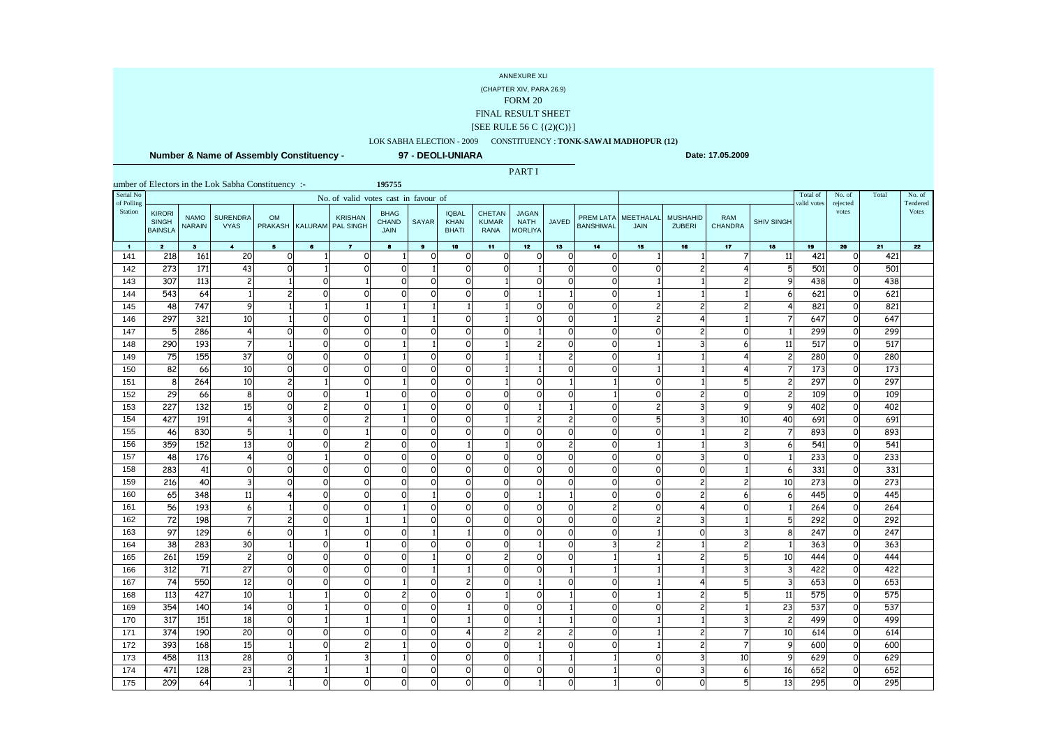ANNEXURE XLI

(CHAPTER XIV, PARA 26.9)

FORM 20

FINAL RESULT SHEET

[SEE RULE 56 C {(2)(C)}]

LOK SABHA ELECTION - 2009 CONSTITUENCY : **TONK-SAWAI MADHOPUR (12)**

**Number & Name of Assembly Constituency - 97 - DEOLI-UNIARA** **Date: 17.05.2009**

PART I

umber of Electors in the Lok Sabha Constituency :- 195755

| Serial No of Polling Station | No. of valid votes cast in favour of | | | | | | | | | | | | | | | | | Total of valid votes | No. of rejected votes | Total | No. of Tendered Votes |
|---|---|---|---|---|---|---|---|---|---|---|---|---|---|---|---|---|---|---|---|---|---|
| | KIRORI SINGH BAINSLA | NAMO NARAIN | SURENDRA VYAS | OM PRAKASH | KALURAM | KRISHAN PAL SINGH | BHAG CHAND JAIN | SAYAR | IQBAL KHAN BHATI | CHETAN KUMAR RANA | JAGAN NATH MORLIYA | JAVED | PREM LATA BANSHIWAL | MEETHALAL JAIN | MUSHAHID ZUBERI | RAM CHANDRA | SHIV SINGH | | | | |
| 1 | 2 | 3 | 4 | 5 | 6 | 7 | 8 | 9 | 10 | 11 | 12 | 13 | 14 | 15 | 16 | 17 | 18 | 19 | 20 | 21 | 22 |
| 141 | 218 | 161 | 20 | 0 | 1 | 0 | 1 | 0 | 0 | 0 | 0 | 0 | 0 | 1 | 1 | 7 | 11 | 421 | 0 | 421 | |
| 142 | 273 | 171 | 43 | 0 | 1 | 0 | 0 | 1 | 0 | 0 | 1 | 0 | 0 | 0 | 2 | 4 | 5 | 501 | 0 | 501 | |
| 143 | 307 | 113 | 2 | 1 | 0 | 1 | 0 | 0 | 0 | 1 | 0 | 0 | 0 | 1 | 1 | 2 | 9 | 438 | 0 | 438 | |
| 144 | 543 | 64 | 1 | 2 | 0 | 0 | 0 | 0 | 0 | 0 | 1 | 1 | 0 | 1 | 1 | 1 | 6 | 621 | 0 | 621 | |
| 145 | 48 | 747 | 9 | 1 | 1 | 1 | 1 | 1 | 1 | 1 | 0 | 0 | 0 | 2 | 2 | 2 | 4 | 821 | 0 | 821 | |
| 146 | 297 | 321 | 10 | 1 | 0 | 0 | 1 | 1 | 0 | 1 | 0 | 0 | 1 | 2 | 4 | 1 | 7 | 647 | 0 | 647 | |
| 147 | 5 | 286 | 4 | 0 | 0 | 0 | 0 | 0 | 0 | 0 | 1 | 0 | 0 | 0 | 2 | 0 | 1 | 299 | 0 | 299 | |
| 148 | 290 | 193 | 7 | 1 | 0 | 0 | 1 | 1 | 0 | 1 | 2 | 0 | 0 | 1 | 3 | 6 | 11 | 517 | 0 | 517 | |
| 149 | 75 | 155 | 37 | 0 | 0 | 0 | 1 | 0 | 0 | 1 | 1 | 2 | 0 | 1 | 1 | 4 | 2 | 280 | 0 | 280 | |
| 150 | 82 | 66 | 10 | 0 | 0 | 0 | 0 | 0 | 0 | 1 | 1 | 0 | 0 | 1 | 1 | 4 | 7 | 173 | 0 | 173 | |
| 151 | 8 | 264 | 10 | 2 | 1 | 0 | 1 | 0 | 0 | 1 | 0 | 1 | 1 | 0 | 1 | 5 | 2 | 297 | 0 | 297 | |
| 152 | 29 | 66 | 8 | 0 | 0 | 1 | 0 | 0 | 0 | 0 | 0 | 0 | 1 | 0 | 2 | 0 | 2 | 109 | 0 | 109 | |
| 153 | 227 | 132 | 15 | 0 | 2 | 0 | 1 | 0 | 0 | 0 | 1 | 1 | 0 | 2 | 3 | 9 | 9 | 402 | 0 | 402 | |
| 154 | 427 | 191 | 4 | 3 | 0 | 2 | 1 | 0 | 0 | 1 | 2 | 2 | 0 | 5 | 3 | 10 | 40 | 691 | 0 | 691 | |
| 155 | 46 | 830 | 5 | 1 | 0 | 1 | 0 | 0 | 0 | 0 | 0 | 0 | 0 | 0 | 1 | 2 | 7 | 893 | 0 | 893 | |
| 156 | 359 | 152 | 13 | 0 | 0 | 2 | 0 | 0 | 1 | 1 | 0 | 2 | 0 | 1 | 1 | 3 | 6 | 541 | 0 | 541 | |
| 157 | 48 | 176 | 4 | 0 | 1 | 0 | 0 | 0 | 0 | 0 | 0 | 0 | 0 | 0 | 3 | 0 | 1 | 233 | 0 | 233 | |
| 158 | 283 | 41 | 0 | 0 | 0 | 0 | 0 | 0 | 0 | 0 | 0 | 0 | 0 | 0 | 0 | 1 | 6 | 331 | 0 | 331 | |
| 159 | 216 | 40 | 3 | 0 | 0 | 0 | 0 | 0 | 0 | 0 | 0 | 0 | 0 | 0 | 2 | 2 | 10 | 273 | 0 | 273 | |
| 160 | 65 | 348 | 11 | 4 | 0 | 0 | 0 | 1 | 0 | 0 | 1 | 1 | 0 | 0 | 2 | 6 | 6 | 445 | 0 | 445 | |
| 161 | 56 | 193 | 6 | 1 | 0 | 0 | 1 | 0 | 0 | 0 | 0 | 0 | 2 | 0 | 4 | 0 | 1 | 264 | 0 | 264 | |
| 162 | 72 | 198 | 7 | 2 | 0 | 1 | 1 | 0 | 0 | 0 | 0 | 0 | 0 | 2 | 3 | 1 | 5 | 292 | 0 | 292 | |
| 163 | 97 | 129 | 6 | 0 | 1 | 0 | 0 | 1 | 1 | 0 | 0 | 0 | 0 | 1 | 0 | 3 | 8 | 247 | 0 | 247 | |
| 164 | 38 | 283 | 30 | 1 | 0 | 1 | 0 | 0 | 0 | 0 | 1 | 0 | 3 | 2 | 1 | 2 | 1 | 363 | 0 | 363 | |
| 165 | 261 | 159 | 2 | 0 | 0 | 0 | 0 | 1 | 0 | 2 | 0 | 0 | 1 | 1 | 2 | 5 | 10 | 444 | 0 | 444 | |
| 166 | 312 | 71 | 27 | 0 | 0 | 0 | 0 | 1 | 1 | 0 | 0 | 1 | 1 | 1 | 1 | 3 | 3 | 422 | 0 | 422 | |
| 167 | 74 | 550 | 12 | 0 | 0 | 0 | 1 | 0 | 2 | 0 | 1 | 0 | 0 | 1 | 4 | 5 | 3 | 653 | 0 | 653 | |
| 168 | 113 | 427 | 10 | 1 | 1 | 0 | 2 | 0 | 0 | 1 | 0 | 1 | 0 | 1 | 2 | 5 | 11 | 575 | 0 | 575 | |
| 169 | 354 | 140 | 14 | 0 | 1 | 0 | 0 | 0 | 1 | 0 | 0 | 1 | 0 | 0 | 2 | 1 | 23 | 537 | 0 | 537 | |
| 170 | 317 | 151 | 18 | 0 | 1 | 1 | 1 | 0 | 1 | 0 | 1 | 1 | 0 | 1 | 1 | 3 | 2 | 499 | 0 | 499 | |
| 171 | 374 | 190 | 20 | 0 | 0 | 0 | 0 | 0 | 4 | 2 | 2 | 2 | 0 | 1 | 2 | 7 | 10 | 614 | 0 | 614 | |
| 172 | 393 | 168 | 15 | 1 | 0 | 2 | 1 | 0 | 0 | 0 | 1 | 0 | 0 | 1 | 2 | 7 | 9 | 600 | 0 | 600 | |
| 173 | 458 | 113 | 28 | 0 | 1 | 3 | 1 | 0 | 0 | 0 | 1 | 1 | 1 | 0 | 3 | 10 | 9 | 629 | 0 | 629 | |
| 174 | 471 | 128 | 23 | 2 | 1 | 1 | 0 | 0 | 0 | 0 | 0 | 0 | 1 | 0 | 3 | 6 | 16 | 652 | 0 | 652 | |
| 175 | 209 | 64 | 1 | 1 | 0 | 0 | 0 | 0 | 0 | 0 | 1 | 0 | 1 | 0 | 0 | 5 | 13 | 295 | 0 | 295 | |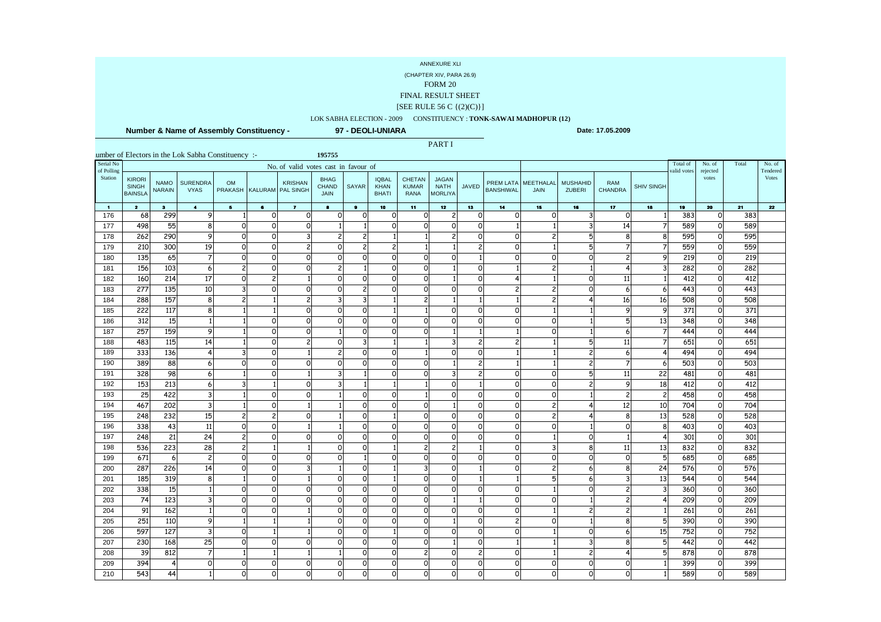ANNEXURE XLI

(CHAPTER XIV, PARA 26.9)

FORM 20

FINAL RESULT SHEET

[SEE RULE 56 C {(2)(C)}]

LOK SABHA ELECTION - 2009 CONSTITUENCY : **TONK-SAWAI MADHOPUR (12)**

**Number & Name of Assembly Constituency - 97 - DEOLI-UNIARA** **Date: 17.05.2009**

PART I

umber of Electors in the Lok Sabha Constituency :- **195755**

| Serial No of Polling Station | No. of valid votes cast in favour of | | | | | | | | | | | | | | | | | Total of valid votes | No. of rejected votes | Total | No. of Tendered Votes |
|---|---|---|---|---|---|---|---|---|---|---|---|---|---|---|---|---|---|---|---|---|---|
| | KIRORI SINGH BAINSLA | NAMO NARAIN | SURENDRA VYAS | OM PRAKASH | KALURAM | KRISHAN PAL SINGH | BHAG CHAND JAIN | SAYAR | IQBAL KHAN BHATI | CHETAN KUMAR RANA | JAGAN NATH MORLIYA | JAVED | PREM LATA BANSHIWAL | MEETHALAL JAIN | MUSHAHID ZUBERI | RAM CHANDRA | SHIV SINGH | | | | |
| 1 | 2 | 3 | 4 | 5 | 6 | 7 | 8 | 9 | 10 | 11 | 12 | 13 | 14 | 15 | 16 | 17 | 18 | 19 | 20 | 21 | 22 |
| 176 | 68 | 299 | 9 | 1 | 0 | 0 | 0 | 0 | 0 | 0 | 2 | 0 | 0 | 0 | 3 | 0 | 1 | 383 | 0 | 383 | |
| 177 | 498 | 55 | 8 | 0 | 0 | 0 | 1 | 1 | 0 | 0 | 0 | 0 | 1 | 1 | 3 | 14 | 7 | 589 | 0 | 589 | |
| 178 | 262 | 290 | 9 | 0 | 0 | 3 | 2 | 2 | 1 | 1 | 2 | 0 | 0 | 2 | 5 | 8 | 8 | 595 | 0 | 595 | |
| 179 | 210 | 300 | 19 | 0 | 0 | 2 | 0 | 2 | 2 | 1 | 1 | 2 | 0 | 1 | 5 | 7 | 7 | 559 | 0 | 559 | |
| 180 | 135 | 65 | 7 | 0 | 0 | 0 | 0 | 0 | 0 | 0 | 0 | 1 | 0 | 0 | 0 | 2 | 9 | 219 | 0 | 219 | |
| 181 | 156 | 103 | 6 | 2 | 0 | 0 | 2 | 1 | 0 | 0 | 1 | 0 | 1 | 2 | 1 | 4 | 3 | 282 | 0 | 282 | |
| 182 | 160 | 214 | 17 | 0 | 2 | 1 | 0 | 0 | 0 | 0 | 1 | 0 | 4 | 1 | 0 | 11 | 1 | 412 | 0 | 412 | |
| 183 | 277 | 135 | 10 | 3 | 0 | 0 | 0 | 2 | 0 | 0 | 0 | 0 | 2 | 2 | 0 | 6 | 6 | 443 | 0 | 443 | |
| 184 | 288 | 157 | 8 | 2 | 1 | 2 | 3 | 3 | 1 | 2 | 1 | 1 | 1 | 2 | 4 | 16 | 16 | 508 | 0 | 508 | |
| 185 | 222 | 117 | 8 | 1 | 1 | 0 | 0 | 0 | 1 | 1 | 0 | 0 | 0 | 1 | 1 | 9 | 9 | 371 | 0 | 371 | |
| 186 | 312 | 15 | 1 | 1 | 0 | 0 | 0 | 0 | 0 | 0 | 0 | 0 | 0 | 0 | 1 | 5 | 13 | 348 | 0 | 348 | |
| 187 | 257 | 159 | 9 | 1 | 0 | 0 | 1 | 0 | 0 | 0 | 1 | 1 | 1 | 0 | 1 | 6 | 7 | 444 | 0 | 444 | |
| 188 | 483 | 115 | 14 | 1 | 0 | 2 | 0 | 3 | 1 | 1 | 3 | 2 | 2 | 1 | 5 | 11 | 7 | 651 | 0 | 651 | |
| 189 | 333 | 136 | 4 | 3 | 0 | 1 | 2 | 0 | 0 | 1 | 0 | 0 | 1 | 1 | 2 | 6 | 4 | 494 | 0 | 494 | |
| 190 | 389 | 88 | 6 | 0 | 0 | 0 | 0 | 0 | 0 | 0 | 1 | 2 | 1 | 1 | 2 | 7 | 6 | 503 | 0 | 503 | |
| 191 | 328 | 98 | 6 | 1 | 0 | 1 | 3 | 1 | 0 | 0 | 3 | 2 | 0 | 0 | 5 | 11 | 22 | 481 | 0 | 481 | |
| 192 | 153 | 213 | 6 | 3 | 1 | 0 | 3 | 1 | 1 | 1 | 0 | 1 | 0 | 0 | 2 | 9 | 18 | 412 | 0 | 412 | |
| 193 | 25 | 422 | 3 | 1 | 0 | 0 | 1 | 0 | 0 | 1 | 0 | 0 | 0 | 0 | 1 | 2 | 2 | 458 | 0 | 458 | |
| 194 | 467 | 202 | 3 | 1 | 0 | 1 | 1 | 0 | 0 | 0 | 1 | 0 | 0 | 2 | 4 | 12 | 10 | 704 | 0 | 704 | |
| 195 | 248 | 232 | 15 | 2 | 2 | 0 | 1 | 0 | 1 | 0 | 0 | 0 | 0 | 2 | 4 | 8 | 13 | 528 | 0 | 528 | |
| 196 | 338 | 43 | 11 | 0 | 0 | 1 | 1 | 0 | 0 | 0 | 0 | 0 | 0 | 0 | 1 | 0 | 8 | 403 | 0 | 403 | |
| 197 | 248 | 21 | 24 | 2 | 0 | 0 | 0 | 0 | 0 | 0 | 0 | 0 | 0 | 1 | 0 | 1 | 4 | 301 | 0 | 301 | |
| 198 | 536 | 223 | 28 | 2 | 1 | 1 | 0 | 0 | 1 | 2 | 2 | 1 | 0 | 3 | 8 | 11 | 13 | 832 | 0 | 832 | |
| 199 | 671 | 6 | 2 | 0 | 0 | 0 | 0 | 1 | 0 | 0 | 0 | 0 | 0 | 0 | 0 | 0 | 5 | 685 | 0 | 685 | |
| 200 | 287 | 226 | 14 | 0 | 0 | 3 | 1 | 0 | 1 | 3 | 0 | 1 | 0 | 2 | 6 | 8 | 24 | 576 | 0 | 576 | |
| 201 | 185 | 319 | 8 | 1 | 0 | 1 | 0 | 0 | 1 | 0 | 0 | 1 | 1 | 5 | 6 | 3 | 13 | 544 | 0 | 544 | |
| 202 | 338 | 15 | 1 | 0 | 0 | 0 | 0 | 0 | 0 | 0 | 0 | 0 | 0 | 1 | 0 | 2 | 3 | 360 | 0 | 360 | |
| 203 | 74 | 123 | 3 | 0 | 0 | 0 | 0 | 0 | 0 | 0 | 1 | 1 | 0 | 0 | 1 | 2 | 4 | 209 | 0 | 209 | |
| 204 | 91 | 162 | 1 | 0 | 0 | 1 | 0 | 0 | 0 | 0 | 0 | 0 | 0 | 1 | 2 | 2 | 1 | 261 | 0 | 261 | |
| 205 | 251 | 110 | 9 | 1 | 1 | 1 | 0 | 0 | 0 | 0 | 1 | 0 | 2 | 0 | 1 | 8 | 5 | 390 | 0 | 390 | |
| 206 | 597 | 127 | 3 | 0 | 1 | 1 | 0 | 0 | 1 | 0 | 0 | 0 | 0 | 1 | 0 | 6 | 15 | 752 | 0 | 752 | |
| 207 | 230 | 168 | 25 | 0 | 0 | 0 | 0 | 0 | 0 | 0 | 1 | 0 | 1 | 1 | 3 | 8 | 5 | 442 | 0 | 442 | |
| 208 | 39 | 812 | 7 | 1 | 1 | 1 | 1 | 0 | 0 | 2 | 0 | 2 | 0 | 1 | 2 | 4 | 5 | 878 | 0 | 878 | |
| 209 | 394 | 4 | 0 | 0 | 0 | 0 | 0 | 0 | 0 | 0 | 0 | 0 | 0 | 0 | 0 | 0 | 1 | 399 | 0 | 399 | |
| 210 | 543 | 44 | 1 | 0 | 0 | 0 | 0 | 0 | 0 | 0 | 0 | 0 | 0 | 0 | 0 | 0 | 1 | 589 | 0 | 589 | |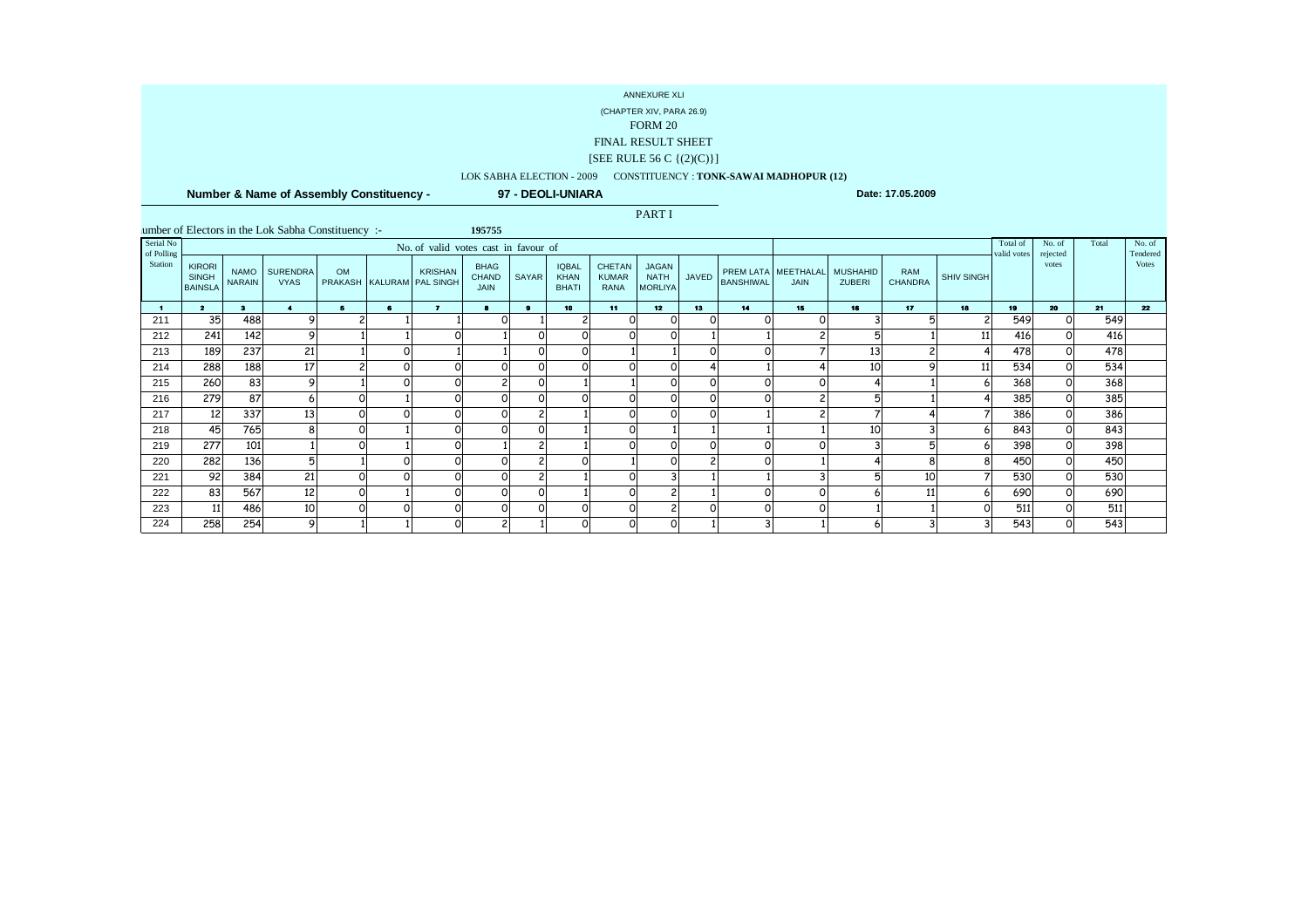ANNEXURE XLI

(CHAPTER XIV, PARA 26.9)

FORM 20

FINAL RESULT SHEET

[SEE RULE 56 C {(2)(C)}]

LOK SABHA ELECTION - 2009 CONSTITUENCY : **TONK-SAWAI MADHOPUR (12)**

**Number & Name of Assembly Constituency - 97 - DEOLI-UNIARA** **Date: 17.05.2009**

PART I

umber of Electors in the Lok Sabha Constituency :- **195755**

| Serial No of Polling Station | No. of valid votes cast in favour of | | | | | | | | | | | | | | | | | Total of valid votes | No. of rejected votes | Total | No. of Tendered Votes |
|---|---|---|---|---|---|---|---|---|---|---|---|---|---|---|---|---|---|---|---|---|---|
| | KIRORI SINGH BAINSLA | NAMO NARAIN | SURENDRA VYAS | OM PRAKASH | KALURAM | KRISHAN PAL SINGH | BHAG CHAND JAIN | SAYAR | IQBAL KHAN BHATI | CHETAN KUMAR RANA | JAGAN NATH MORLIYA | JAVED | PREM LATA BANSHIWAL | MEETHALAL JAIN | MUSHAHID ZUBERI | RAM CHANDRA | SHIV SINGH | | | | |
| 1 | 2 | 3 | 4 | 5 | 6 | 7 | 8 | 9 | 10 | 11 | 12 | 13 | 14 | 15 | 16 | 17 | 18 | 19 | 20 | 21 | 22 |
| 211 | 35 | 488 | 9 | 2 | 1 | 1 | 0 | 1 | 2 | 0 | 0 | 0 | 0 | 0 | 3 | 5 | 2 | 549 | 0 | 549 | |
| 212 | 241 | 142 | 9 | 1 | 1 | 0 | 1 | 0 | 0 | 0 | 0 | 1 | 1 | 2 | 5 | 1 | 11 | 416 | 0 | 416 | |
| 213 | 189 | 237 | 21 | 1 | 0 | 1 | 1 | 0 | 0 | 1 | 1 | 0 | 0 | 7 | 13 | 2 | 4 | 478 | 0 | 478 | |
| 214 | 288 | 188 | 17 | 2 | 0 | 0 | 0 | 0 | 0 | 0 | 0 | 4 | 1 | 4 | 10 | 9 | 11 | 534 | 0 | 534 | |
| 215 | 260 | 83 | 9 | 1 | 0 | 0 | 2 | 0 | 1 | 1 | 0 | 0 | 0 | 0 | 4 | 1 | 6 | 368 | 0 | 368 | |
| 216 | 279 | 87 | 6 | 0 | 1 | 0 | 0 | 0 | 0 | 0 | 0 | 0 | 0 | 2 | 5 | 1 | 4 | 385 | 0 | 385 | |
| 217 | 12 | 337 | 13 | 0 | 0 | 0 | 0 | 2 | 1 | 0 | 0 | 0 | 1 | 2 | 7 | 4 | 7 | 386 | 0 | 386 | |
| 218 | 45 | 765 | 8 | 0 | 1 | 0 | 0 | 0 | 1 | 0 | 1 | 1 | 1 | 1 | 10 | 3 | 6 | 843 | 0 | 843 | |
| 219 | 277 | 101 | 1 | 0 | 1 | 0 | 1 | 2 | 1 | 0 | 0 | 0 | 0 | 0 | 3 | 5 | 6 | 398 | 0 | 398 | |
| 220 | 282 | 136 | 5 | 1 | 0 | 0 | 0 | 2 | 0 | 1 | 0 | 2 | 0 | 1 | 4 | 8 | 8 | 450 | 0 | 450 | |
| 221 | 92 | 384 | 21 | 0 | 0 | 0 | 0 | 2 | 1 | 0 | 3 | 1 | 1 | 3 | 5 | 10 | 7 | 530 | 0 | 530 | |
| 222 | 83 | 567 | 12 | 0 | 1 | 0 | 0 | 0 | 1 | 0 | 2 | 1 | 0 | 0 | 6 | 11 | 6 | 690 | 0 | 690 | |
| 223 | 11 | 486 | 10 | 0 | 0 | 0 | 0 | 0 | 0 | 0 | 2 | 0 | 0 | 0 | 1 | 1 | 0 | 511 | 0 | 511 | |
| 224 | 258 | 254 | 9 | 1 | 1 | 0 | 2 | 1 | 0 | 0 | 0 | 1 | 3 | 1 | 6 | 3 | 3 | 543 | 0 | 543 | |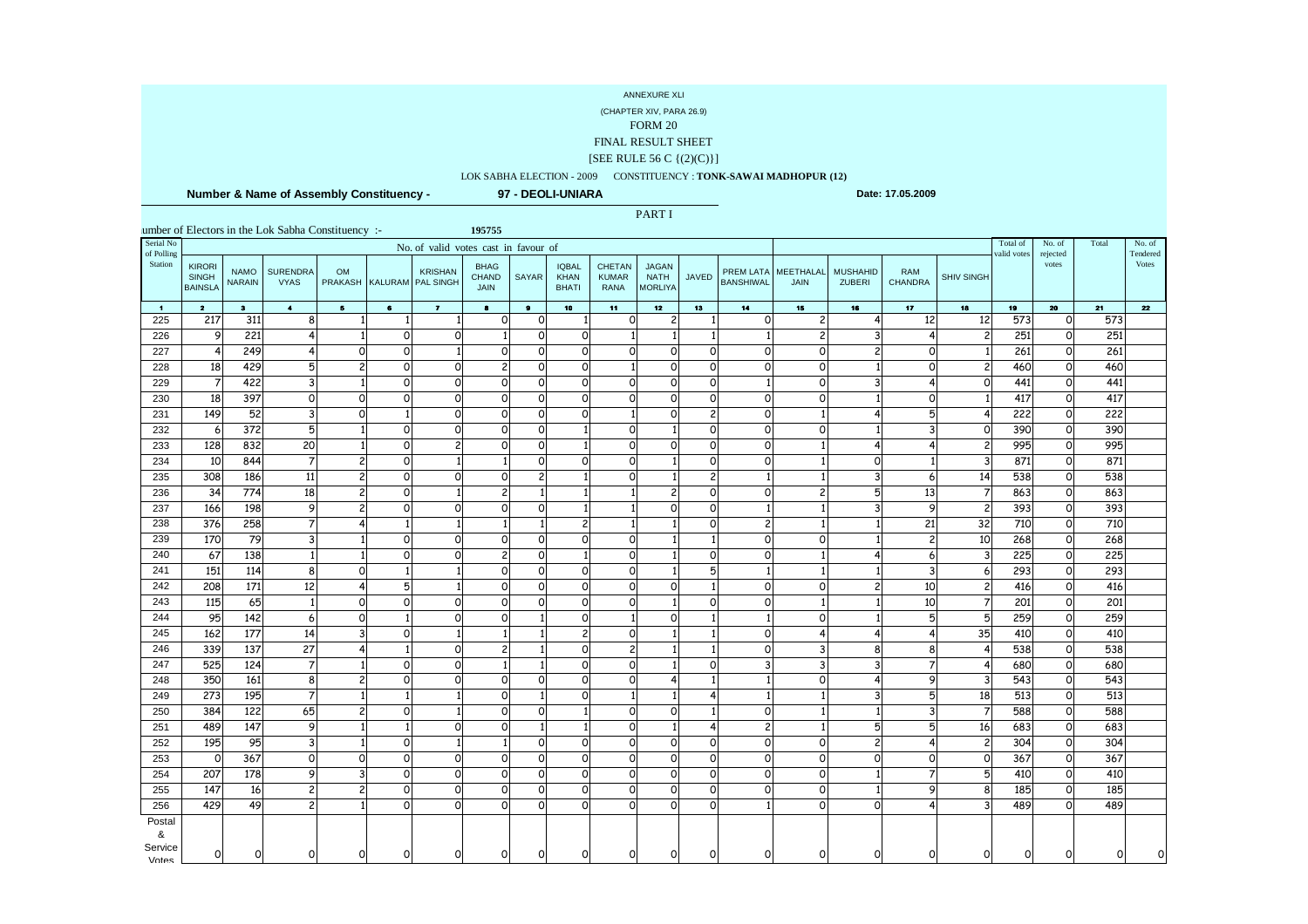ANNEXURE XLI

(CHAPTER XIV, PARA 26.9)

FORM 20

FINAL RESULT SHEET

[SEE RULE 56 C {(2)(C)}]

LOK SABHA ELECTION - 2009 CONSTITUENCY : **TONK-SAWAI MADHOPUR (12)**

**Number & Name of Assembly Constituency - 97 - DEOLI-UNIARA** **Date: 17.05.2009**

PART I

umber of Electors in the Lok Sabha Constituency :- **195755**

| Serial No of Polling Station | No. of valid votes cast in favour of | | | | | | | | | | | | | | | | | Total of valid votes | No. of rejected votes | Total | No. of Tendered Votes |
|---|---|---|---|---|---|---|---|---|---|---|---|---|---|---|---|---|---|---|---|---|---|
| | KIRORI SINGH BAINSLA | NAMO NARAIN | SURENDRA VYAS | OM PRAKASH | KALURAM | KRISHAN PAL SINGH | BHAG CHAND JAIN | SAYAR | IQBAL KHAN BHATI | CHETAN KUMAR RANA | JAGAN NATH MORLIYA | JAVED | PREM LATA BANSHIWAL | MEETHALAL JAIN | MUSHAHID ZUBERI | RAM CHANDRA | SHIV SINGH | | | | |
| 1 | 2 | 3 | 4 | 5 | 6 | 7 | 8 | 9 | 10 | 11 | 12 | 13 | 14 | 15 | 16 | 17 | 18 | 19 | 20 | 21 | 22 |
| 225 | 217 | 311 | 8 | 1 | 1 | 1 | 0 | 0 | 1 | 0 | 2 | 1 | 0 | 2 | 4 | 12 | 12 | 573 | 0 | 573 | |
| 226 | 9 | 221 | 4 | 1 | 0 | 0 | 1 | 0 | 0 | 1 | 1 | 1 | 1 | 2 | 3 | 4 | 2 | 251 | 0 | 251 | |
| 227 | 4 | 249 | 4 | 0 | 0 | 1 | 0 | 0 | 0 | 0 | 0 | 0 | 0 | 0 | 2 | 0 | 1 | 261 | 0 | 261 | |
| 228 | 18 | 429 | 5 | 2 | 0 | 0 | 2 | 0 | 0 | 1 | 0 | 0 | 0 | 0 | 1 | 0 | 2 | 460 | 0 | 460 | |
| 229 | 7 | 422 | 3 | 1 | 0 | 0 | 0 | 0 | 0 | 0 | 0 | 0 | 1 | 0 | 3 | 4 | 0 | 441 | 0 | 441 | |
| 230 | 18 | 397 | 0 | 0 | 0 | 0 | 0 | 0 | 0 | 0 | 0 | 0 | 0 | 0 | 1 | 0 | 1 | 417 | 0 | 417 | |
| 231 | 149 | 52 | 3 | 0 | 1 | 0 | 0 | 0 | 0 | 1 | 0 | 2 | 0 | 1 | 4 | 5 | 4 | 222 | 0 | 222 | |
| 232 | 6 | 372 | 5 | 1 | 0 | 0 | 0 | 0 | 1 | 0 | 1 | 0 | 0 | 0 | 1 | 3 | 0 | 390 | 0 | 390 | |
| 233 | 128 | 832 | 20 | 1 | 0 | 2 | 0 | 0 | 1 | 0 | 0 | 0 | 0 | 1 | 4 | 4 | 2 | 995 | 0 | 995 | |
| 234 | 10 | 844 | 7 | 2 | 0 | 1 | 1 | 0 | 0 | 0 | 1 | 0 | 0 | 1 | 0 | 1 | 3 | 871 | 0 | 871 | |
| 235 | 308 | 186 | 11 | 2 | 0 | 0 | 0 | 2 | 1 | 0 | 1 | 2 | 1 | 1 | 3 | 6 | 14 | 538 | 0 | 538 | |
| 236 | 34 | 774 | 18 | 2 | 0 | 1 | 2 | 1 | 1 | 1 | 2 | 0 | 0 | 2 | 5 | 13 | 7 | 863 | 0 | 863 | |
| 237 | 166 | 198 | 9 | 2 | 0 | 0 | 0 | 0 | 1 | 1 | 0 | 0 | 1 | 1 | 3 | 9 | 2 | 393 | 0 | 393 | |
| 238 | 376 | 258 | 7 | 4 | 1 | 1 | 1 | 1 | 2 | 1 | 1 | 0 | 2 | 1 | 1 | 21 | 32 | 710 | 0 | 710 | |
| 239 | 170 | 79 | 3 | 1 | 0 | 0 | 0 | 0 | 0 | 0 | 1 | 1 | 0 | 0 | 1 | 2 | 10 | 268 | 0 | 268 | |
| 240 | 67 | 138 | 1 | 1 | 0 | 0 | 2 | 0 | 1 | 0 | 1 | 0 | 0 | 1 | 4 | 6 | 3 | 225 | 0 | 225 | |
| 241 | 151 | 114 | 8 | 0 | 1 | 1 | 0 | 0 | 0 | 0 | 1 | 5 | 1 | 1 | 1 | 3 | 6 | 293 | 0 | 293 | |
| 242 | 208 | 171 | 12 | 4 | 5 | 1 | 0 | 0 | 0 | 0 | 0 | 1 | 0 | 0 | 2 | 10 | 2 | 416 | 0 | 416 | |
| 243 | 115 | 65 | 1 | 0 | 0 | 0 | 0 | 0 | 0 | 0 | 1 | 0 | 0 | 1 | 1 | 10 | 7 | 201 | 0 | 201 | |
| 244 | 95 | 142 | 6 | 0 | 1 | 0 | 0 | 1 | 0 | 1 | 0 | 1 | 1 | 0 | 1 | 5 | 5 | 259 | 0 | 259 | |
| 245 | 162 | 177 | 14 | 3 | 0 | 1 | 1 | 1 | 2 | 0 | 1 | 1 | 0 | 4 | 4 | 4 | 35 | 410 | 0 | 410 | |
| 246 | 339 | 137 | 27 | 4 | 1 | 0 | 2 | 1 | 0 | 2 | 1 | 1 | 0 | 3 | 8 | 8 | 4 | 538 | 0 | 538 | |
| 247 | 525 | 124 | 7 | 1 | 0 | 0 | 1 | 1 | 0 | 0 | 1 | 0 | 3 | 3 | 3 | 7 | 4 | 680 | 0 | 680 | |
| 248 | 350 | 161 | 8 | 2 | 0 | 0 | 0 | 0 | 0 | 0 | 4 | 1 | 1 | 0 | 4 | 9 | 3 | 543 | 0 | 543 | |
| 249 | 273 | 195 | 7 | 1 | 1 | 1 | 0 | 1 | 0 | 1 | 1 | 4 | 1 | 1 | 3 | 5 | 18 | 513 | 0 | 513 | |
| 250 | 384 | 122 | 65 | 2 | 0 | 1 | 0 | 0 | 1 | 0 | 0 | 1 | 0 | 1 | 1 | 3 | 7 | 588 | 0 | 588 | |
| 251 | 489 | 147 | 9 | 1 | 1 | 0 | 0 | 1 | 1 | 0 | 1 | 4 | 2 | 1 | 5 | 5 | 16 | 683 | 0 | 683 | |
| 252 | 195 | 95 | 3 | 1 | 0 | 1 | 1 | 0 | 0 | 0 | 0 | 0 | 0 | 0 | 2 | 4 | 2 | 304 | 0 | 304 | |
| 253 | 0 | 367 | 0 | 0 | 0 | 0 | 0 | 0 | 0 | 0 | 0 | 0 | 0 | 0 | 0 | 0 | 0 | 367 | 0 | 367 | |
| 254 | 207 | 178 | 9 | 3 | 0 | 0 | 0 | 0 | 0 | 0 | 0 | 0 | 0 | 0 | 1 | 7 | 5 | 410 | 0 | 410 | |
| 255 | 147 | 16 | 2 | 2 | 0 | 0 | 0 | 0 | 0 | 0 | 0 | 0 | 0 | 0 | 1 | 9 | 8 | 185 | 0 | 185 | |
| 256 | 429 | 49 | 2 | 1 | 0 | 0 | 0 | 0 | 0 | 0 | 0 | 0 | 1 | 0 | 0 | 4 | 3 | 489 | 0 | 489 | |
| Postal & Service Votes | 0 | 0 | 0 | 0 | 0 | 0 | 0 | 0 | 0 | 0 | 0 | 0 | 0 | 0 | 0 | 0 | 0 | 0 | 0 | 0 | 0 |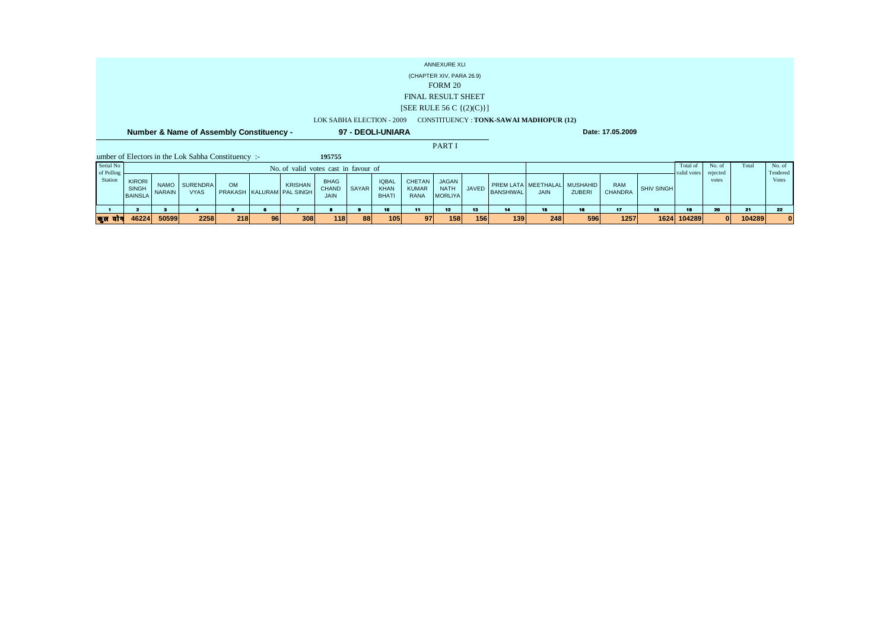ANNEXURE XLI

(CHAPTER XIV, PARA 26.9)

FORM 20

FINAL RESULT SHEET

[SEE RULE 56 C {(2)(C)}]

LOK SABHA ELECTION - 2009 CONSTITUENCY : **TONK-SAWAI MADHOPUR (12)**

**Number & Name of Assembly Constituency - 97 - DEOLI-UNIARA** **Date: 17.05.2009**

PART I

umber of Electors in the Lok Sabha Constituency :- **195755**

| Serial No of Polling Station | No. of valid votes cast in favour of | | | | | | | | | | | | | | | | | Total of valid votes | No. of rejected votes | Total | No. of Tendered Votes |
|---|---|---|---|---|---|---|---|---|---|---|---|---|---|---|---|---|---|---|---|---|---|
| | KIRORI SINGH BAINSLA | NAMO NARAIN | SURENDRA VYAS | OM PRAKASH | KALURAM | KRISHAN PAL SINGH | BHAG CHAND JAIN | SAYAR | IQBAL KHAN BHATI | CHETAN KUMAR RANA | JAGAN NATH MORLIYA | JAVED | PREM LATA BANSHIWAL | MEETHALAL JAIN | MUSHAHID ZUBERI | RAM CHANDRA | SHIV SINGH | | | | |
| 1 | 2 | 3 | 4 | 5 | 6 | 7 | 8 | 9 | 10 | 11 | 12 | 13 | 14 | 15 | 16 | 17 | 18 | 19 | 20 | 21 | 22 |
| कुल योग | 46224 | 50599 | 2258 | 218 | 96 | 308 | 118 | 88 | 105 | 97 | 158 | 156 | 139 | 248 | 596 | 1257 | 1624 | 104289 | 0 | 104289 | 0 |